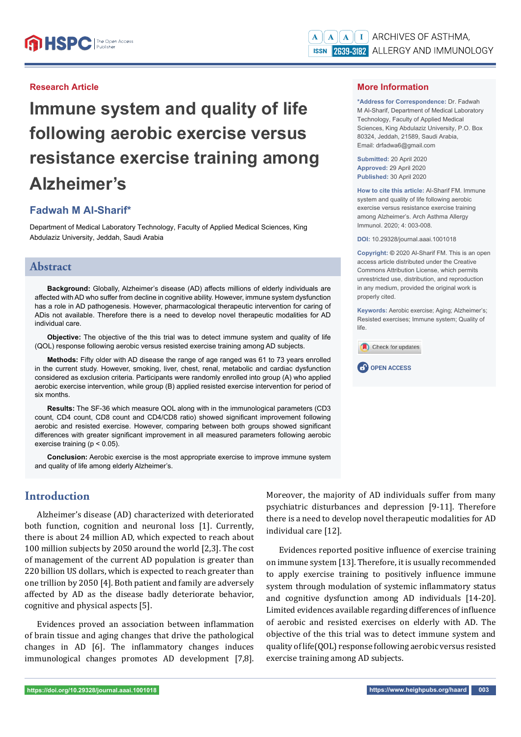Research Article

# Immune system and quality of life following aerobic exercise versus resistance exercise training among Alzheimer's

**Fadwah M Al-Sharif***

Department of Medical Laboratory Technology, Faculty of Applied Medical Sciences, King Abdulaziz University, Jeddah, Saudi Arabia

## More Information

**\*Address for Correspondence:** Dr. Fadwah M Al-Sharif, Department of Medical Laboratory Technology, Faculty of Applied Medical Sciences, King Abdulaziz University, P.O. Box 80324, Jeddah, 21589, Saudi Arabia, Email: drfadwa6@gmail.com

**Submitted:** 20 April 2020
**Approved:** 29 April 2020
**Published:** 30 April 2020

**How to cite this article:** Al-Sharif FM. Immune system and quality of life following aerobic exercise versus resistance exercise training among Alzheimer's. Arch Asthma Allergy Immunol. 2020; 4: 003-008.

**DOI:** 10.29328/journal.aaai.1001018

**Copyright:** © 2020 Al-Sharif FM. This is an open access article distributed under the Creative Commons Attribution License, which permits unrestricted use, distribution, and reproduction in any medium, provided the original work is properly cited.

**Keywords:** Aerobic exercise; Aging; Alzheimer's; Resisted exercises; Immune system; Quality of life.

OPEN ACCESS

## Abstract

**Background:** Globally, Alzheimer's disease (AD) affects millions of elderly individuals are affected with AD who suffer from decline in cognitive ability. However, immune system dysfunction has a role in AD pathogenesis. However, pharmacological therapeutic intervention for caring of ADis not available. Therefore there is a need to develop novel therapeutic modalities for AD individual care.

**Objective:** The objective of the this trial was to detect immune system and quality of life (QOL) response following aerobic versus resisted exercise training among AD subjects.

**Methods:** Fifty older with AD disease the range of age ranged was 61 to 73 years enrolled in the current study. However, smoking, liver, chest, renal, metabolic and cardiac dysfunction considered as exclusion criteria. Participants were randomly enrolled into group (A) who applied aerobic exercise intervention, while group (B) applied resisted exercise intervention for period of six months.

**Results:** The SF-36 which measure QOL along with in the immunological parameters (CD3 count, CD4 count, CD8 count and CD4/CD8 ratio) showed significant improvement following aerobic and resisted exercise. However, comparing between both groups showed significant differences with greater significant improvement in all measured parameters following aerobic exercise training ($p < 0.05$).

**Conclusion:** Aerobic exercise is the most appropriate exercise to improve immune system and quality of life among elderly Alzheimer's.

## Introduction

Alzheimer's disease (AD) characterized with deteriorated both function, cognition and neuronal loss [1]. Currently, there is about 24 million AD, which expected to reach about 100 million subjects by 2050 around the world [2,3]. The cost of management of the current AD population is greater than 220 billion US dollars, which is expected to reach greater than one trillion by 2050 [4]. Both patient and family are adversely affected by AD as the disease badly deteriorate behavior, cognitive and physical aspects [5].

Evidences proved an association between inflammation of brain tissue and aging changes that drive the pathological changes in AD [6]. The inflammatory changes induces immunological changes promotes AD development [7,8]. Moreover, the majority of AD individuals suffer from many psychiatric disturbances and depression [9-11]. Therefore there is a need to develop novel therapeutic modalities for AD individual care [12].

Evidences reported positive influence of exercise training on immune system [13]. Therefore, it is usually recommended to apply exercise training to positively influence immune system through modulation of systemic inflammatory status and cognitive dysfunction among AD individuals [14-20]. Limited evidences available regarding differences of influence of aerobic and resisted exercises on elderly with AD. The objective of the this trial was to detect immune system and quality of life (QOL) response following aerobic versus resisted exercise training among AD subjects.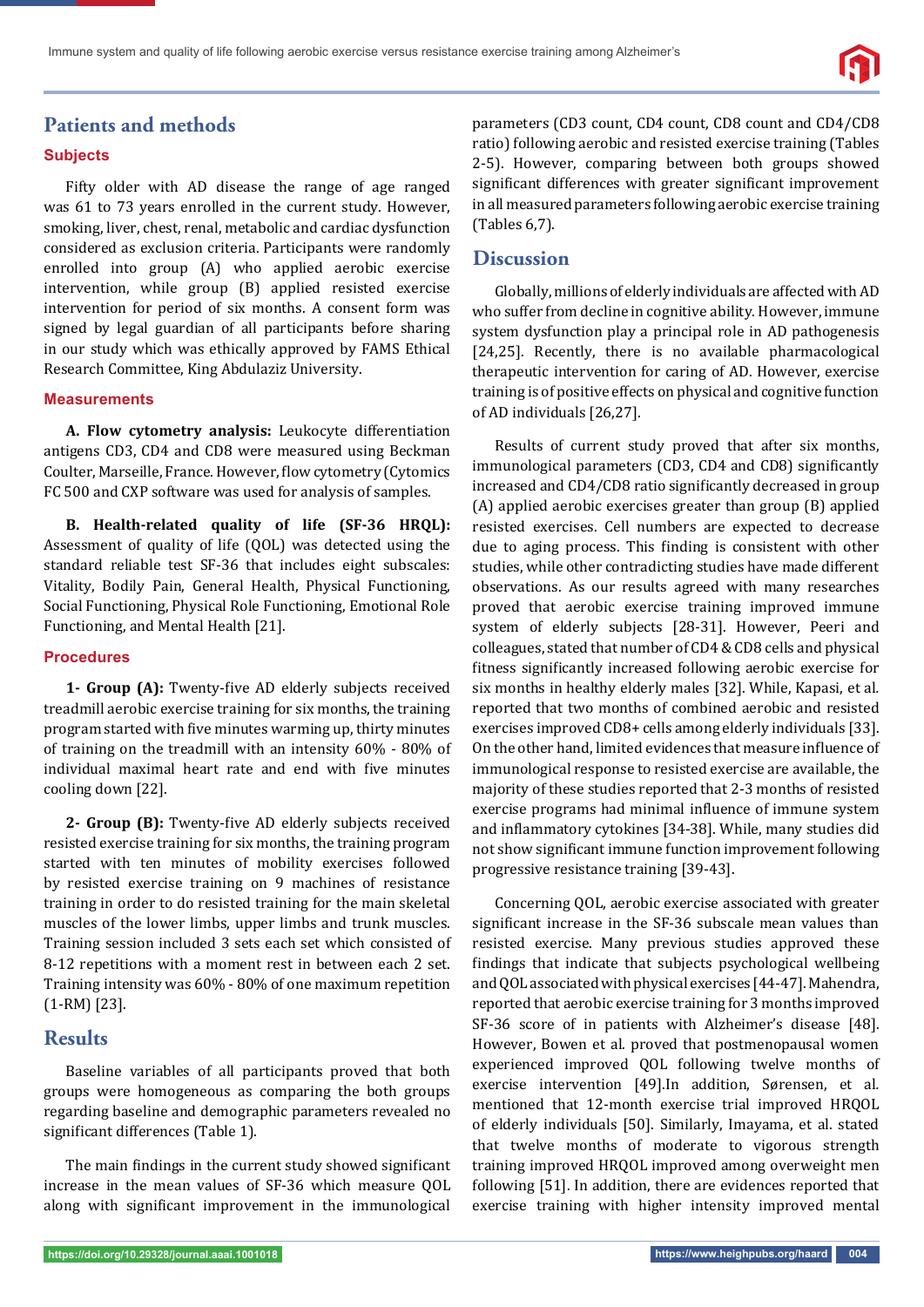## Patients and methods

### Subjects

Fifty older with AD disease the range of age ranged was 61 to 73 years enrolled in the current study. However, smoking, liver, chest, renal, metabolic and cardiac dysfunction considered as exclusion criteria. Participants were randomly enrolled into group (A) who applied aerobic exercise intervention, while group (B) applied resisted exercise intervention for period of six months. A consent form was signed by legal guardian of all participants before sharing in our study which was ethically approved by FAMS Ethical Research Committee, King Abdulaziz University.

### Measurements

**A. Flow cytometry analysis:** Leukocyte differentiation antigens CD3, CD4 and CD8 were measured using Beckman Coulter, Marseille, France. However, flow cytometry (Cytomics FC 500 and CXP software was used for analysis of samples.

**B. Health-related quality of life (SF-36 HRQL):** Assessment of quality of life (QOL) was detected using the standard reliable test SF-36 that includes eight subscales: Vitality, Bodily Pain, General Health, Physical Functioning, Social Functioning, Physical Role Functioning, Emotional Role Functioning, and Mental Health [21].

### Procedures

**1- Group (A):** Twenty-five AD elderly subjects received treadmill aerobic exercise training for six months, the training program started with five minutes warming up, thirty minutes of training on the treadmill with an intensity 60% - 80% of individual maximal heart rate and end with five minutes cooling down [22].

**2- Group (B):** Twenty-five AD elderly subjects received resisted exercise training for six months, the training program started with ten minutes of mobility exercises followed by resisted exercise training on 9 machines of resistance training in order to do resisted training for the main skeletal muscles of the lower limbs, upper limbs and trunk muscles. Training session included 3 sets each set which consisted of 8-12 repetitions with a moment rest in between each 2 set. Training intensity was 60% - 80% of one maximum repetition (1-RM) [23].

## Results

Baseline variables of all participants proved that both groups were homogeneous as comparing the both groups regarding baseline and demographic parameters revealed no significant differences (Table 1).

The main findings in the current study showed significant increase in the mean values of SF-36 which measure QOL along with significant improvement in the immunological parameters (CD3 count, CD4 count, CD8 count and CD4/CD8 ratio) following aerobic and resisted exercise training (Tables 2-5). However, comparing between both groups showed significant differences with greater significant improvement in all measured parameters following aerobic exercise training (Tables 6,7).

## Discussion

Globally, millions of elderly individuals are affected with AD who suffer from decline in cognitive ability. However, immune system dysfunction play a principal role in AD pathogenesis [24,25]. Recently, there is no available pharmacological therapeutic intervention for caring of AD. However, exercise training is of positive effects on physical and cognitive function of AD individuals [26,27].

Results of current study proved that after six months, immunological parameters (CD3, CD4 and CD8) significantly increased and CD4/CD8 ratio significantly decreased in group (A) applied aerobic exercises greater than group (B) applied resisted exercises. Cell numbers are expected to decrease due to aging process. This finding is consistent with other studies, while other contradicting studies have made different observations. As our results agreed with many researches proved that aerobic exercise training improved immune system of elderly subjects [28-31]. However, Peeri and colleagues, stated that number of CD4 & CD8 cells and physical fitness significantly increased following aerobic exercise for six months in healthy elderly males [32]. While, Kapasi, et al. reported that two months of combined aerobic and resisted exercises improved CD8+ cells among elderly individuals [33]. On the other hand, limited evidences that measure influence of immunological response to resisted exercise are available, the majority of these studies reported that 2-3 months of resisted exercise programs had minimal influence of immune system and inflammatory cytokines [34-38]. While, many studies did not show significant immune function improvement following progressive resistance training [39-43].

Concerning QOL, aerobic exercise associated with greater significant increase in the SF-36 subscale mean values than resisted exercise. Many previous studies approved these findings that indicate that subjects psychological wellbeing and QOL associated with physical exercises [44-47]. Mahendra, reported that aerobic exercise training for 3 months improved SF-36 score of in patients with Alzheimer's disease [48]. However, Bowen et al. proved that postmenopausal women experienced improved QOL following twelve months of exercise intervention [49].In addition, Sørensen, et al. mentioned that 12-month exercise trial improved HRQOL of elderly individuals [50]. Similarly, Imayama, et al. stated that twelve months of moderate to vigorous strength training improved HRQOL improved among overweight men following [51]. In addition, there are evidences reported that exercise training with higher intensity improved mental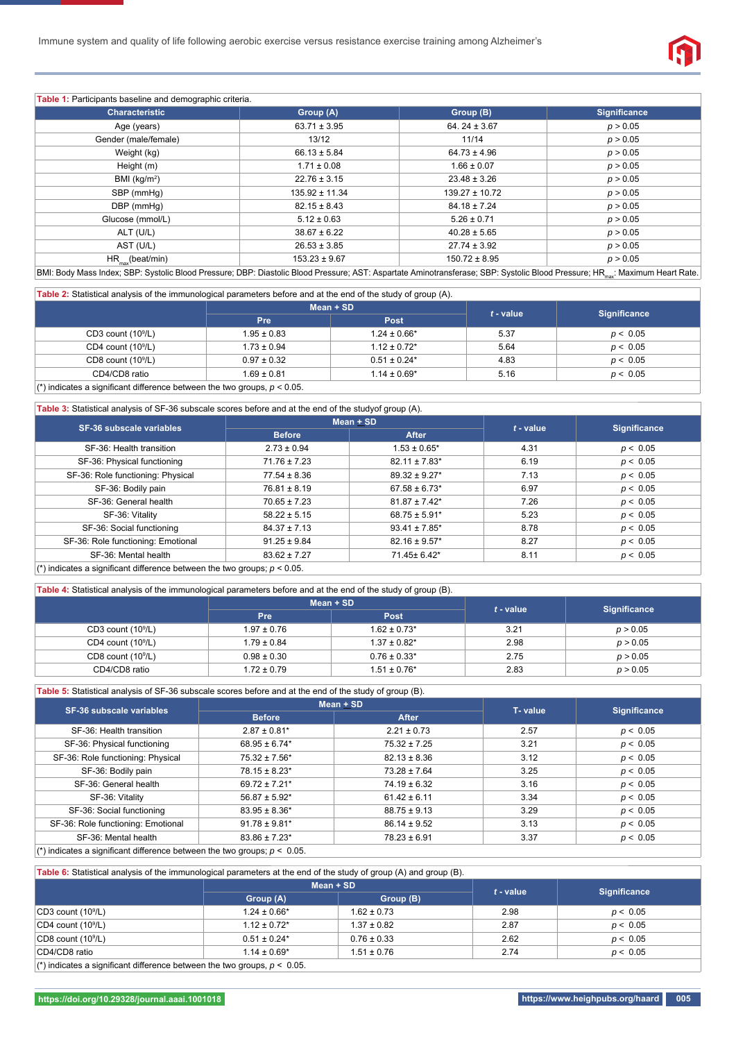**Table 1:** Participants baseline and demographic criteria.

| Characteristic | Group (A) | Group (B) | Significance |
|---|---|---|---|
| Age (years) | 63.71 ± 3.95 | 64. 24 ± 3.67 | $p > 0.05$ |
| Gender (male/female) | 13/12 | 11/14 | $p > 0.05$ |
| Weight (kg) | 66.13 ± 5.84 | 64.73 ± 4.96 | $p > 0.05$ |
| Height (m) | 1.71 ± 0.08 | 1.66 ± 0.07 | $p > 0.05$ |
| BMI (kg/m$^2$) | 22.76 ± 3.15 | 23.48 ± 3.26 | $p > 0.05$ |
| SBP (mmHg) | 135.92 ± 11.34 | 139.27 ± 10.72 | $p > 0.05$ |
| DBP (mmHg) | 82.15 ± 8.43 | 84.18 ± 7.24 | $p > 0.05$ |
| Glucose (mmol/L) | 5.12 ± 0.63 | 5.26 ± 0.71 | $p > 0.05$ |
| ALT (U/L) | 38.67 ± 6.22 | 40.28 ± 5.65 | $p > 0.05$ |
| AST (U/L) | 26.53 ± 3.85 | 27.74 ± 3.92 | $p > 0.05$ |
| $HR_{max}$(beat/min) | 153.23 ± 9.67 | 150.72 ± 8.95 | $p > 0.05$ |

BMI: Body Mass Index; SBP: Systolic Blood Pressure; DBP: Diastolic Blood Pressure; AST: Aspartate Aminotransferase; SBP: Systolic Blood Pressure; $HR_{max}$: Maximum Heart Rate.

**Table 2:** Statistical analysis of the immunological parameters before and at the end of the study of group (A).

| | Mean + SD | | *t* - value | Significance |
|---|---|---|---|---|
| | Pre | Post | | |
| CD3 count (10$^9$/L) | 1.95 ± 0.83 | 1.24 ± 0.66* | 5.37 | $p < 0.05$ |
| CD4 count (10$^9$/L) | 1.73 ± 0.94 | 1.12 ± 0.72* | 5.64 | $p < 0.05$ |
| CD8 count (10$^9$/L) | 0.97 ± 0.32 | 0.51 ± 0.24* | 4.83 | $p < 0.05$ |
| CD4/CD8 ratio | 1.69 ± 0.81 | 1.14 ± 0.69* | 5.16 | $p < 0.05$ |

(*) indicates a significant difference between the two groups, $p < 0.05$.

**Table 3:** Statistical analysis of SF-36 subscale scores before and at the end of the studyof group (A).

| SF-36 subscale variables | Mean + SD | | *t* - value | Significance |
|---|---|---|---|---|
| | Before | After | | |
| SF-36: Health transition | 2.73 ± 0.94 | 1.53 ± 0.65* | 4.31 | $p < 0.05$ |
| SF-36: Physical functioning | 71.76 ± 7.23 | 82.11 ± 7.83* | 6.19 | $p < 0.05$ |
| SF-36: Role functioning: Physical | 77.54 ± 8.36 | 89.32 ± 9.27* | 7.13 | $p < 0.05$ |
| SF-36: Bodily pain | 76.81 ± 8.19 | 67.58 ± 6.73* | 6.97 | $p < 0.05$ |
| SF-36: General health | 70.65 ± 7.23 | 81.87 ± 7.42* | 7.26 | $p < 0.05$ |
| SF-36: Vitality | 58.22 ± 5.15 | 68.75 ± 5.91* | 5.23 | $p < 0.05$ |
| SF-36: Social functioning | 84.37 ± 7.13 | 93.41 ± 7.85* | 8.78 | $p < 0.05$ |
| SF-36: Role functioning: Emotional | 91.25 ± 9.84 | 82.16 ± 9.57* | 8.27 | $p < 0.05$ |
| SF-36: Mental health | 83.62 ± 7.27 | 71.45± 6.42* | 8.11 | $p < 0.05$ |

(*) indicates a significant difference between the two groups; $p < 0.05$.

**Table 4:** Statistical analysis of the immunological parameters before and at the end of the study of group (B).

| | Mean + SD | | *t* - value | Significance |
|---|---|---|---|---|
| | Pre | Post | | |
| CD3 count (10$^9$/L) | 1.97 ± 0.76 | 1.62 ± 0.73* | 3.21 | $p > 0.05$ |
| CD4 count (10$^9$/L) | 1.79 ± 0.84 | 1.37 ± 0.82* | 2.98 | $p > 0.05$ |
| CD8 count (10$^9$/L) | 0.98 ± 0.30 | 0.76 ± 0.33* | 2.75 | $p > 0.05$ |
| CD4/CD8 ratio | 1.72 ± 0.79 | 1.51 ± 0.76* | 2.83 | $p > 0.05$ |

**Table 5:** Statistical analysis of SF-36 subscale scores before and at the end of the study of group (B).

| SF-36 subscale variables | Mean + SD | | T- value | Significance |
|---|---|---|---|---|
| | Before | After | | |
| SF-36: Health transition | 2.87 ± 0.81* | 2.21 ± 0.73 | 2.57 | $p < 0.05$ |
| SF-36: Physical functioning | 68.95 ± 6.74* | 75.32 ± 7.25 | 3.21 | $p < 0.05$ |
| SF-36: Role functioning: Physical | 75.32 ± 7.56* | 82.13 ± 8.36 | 3.12 | $p < 0.05$ |
| SF-36: Bodily pain | 78.15 ± 8.23* | 73.28 ± 7.64 | 3.25 | $p < 0.05$ |
| SF-36: General health | 69.72 ± 7.21* | 74.19 ± 6.32 | 3.16 | $p < 0.05$ |
| SF-36: Vitality | 56.87 ± 5.92* | 61.42 ± 6.11 | 3.34 | $p < 0.05$ |
| SF-36: Social functioning | 83.95 ± 8.36* | 88.75 ± 9.13 | 3.29 | $p < 0.05$ |
| SF-36: Role functioning: Emotional | 91.78 ± 9.81* | 86.14 ± 9.52 | 3.13 | $p < 0.05$ |
| SF-36: Mental health | 83.86 ± 7.23* | 78.23 ± 6.91 | 3.37 | $p < 0.05$ |

(*) indicates a significant difference between the two groups; $p < 0.05$.

**Table 6:** Statistical analysis of the immunological parameters at the end of the study of group (A) and group (B).

| | Mean + SD | | *t* - value | Significance |
|---|---|---|---|---|
| | Group (A) | Group (B) | | |
| CD3 count (10$^9$/L) | 1.24 ± 0.66* | 1.62 ± 0.73 | 2.98 | $p < 0.05$ |
| CD4 count (10$^9$/L) | 1.12 ± 0.72* | 1.37 ± 0.82 | 2.87 | $p < 0.05$ |
| CD8 count (10$^9$/L) | 0.51 ± 0.24* | 0.76 ± 0.33 | 2.62 | $p < 0.05$ |
| CD4/CD8 ratio | 1.14 ± 0.69* | 1.51 ± 0.76 | 2.74 | $p < 0.05$ |

(*) indicates a significant difference between the two groups, $p < 0.05$.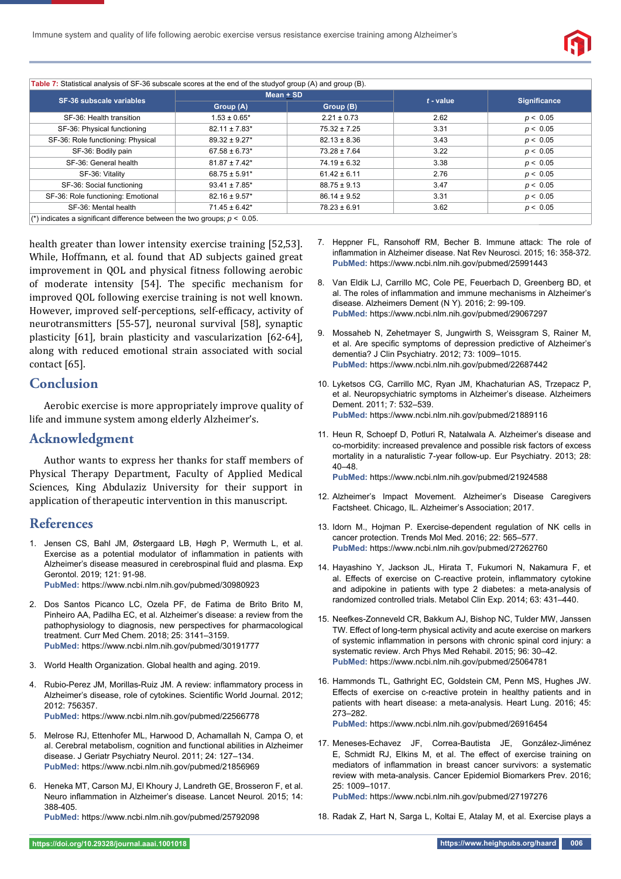**Table 7:** Statistical analysis of SF-36 subscale scores at the end of the studyof group (A) and group (B).

| SF-36 subscale variables | Mean ± SD | | *t* - value | Significance |
|---|---|---|---|---|
| | Group (A) | Group (B) | | |
| SF-36: Health transition | 1.53 ± 0.65* | 2.21 ± 0.73 | 2.62 | $p < 0.05$ |
| SF-36: Physical functioning | 82.11 ± 7.83* | 75.32 ± 7.25 | 3.31 | $p < 0.05$ |
| SF-36: Role functioning: Physical | 89.32 ± 9.27* | 82.13 ± 8.36 | 3.43 | $p < 0.05$ |
| SF-36: Bodily pain | 67.58 ± 6.73* | 73.28 ± 7.64 | 3.22 | $p < 0.05$ |
| SF-36: General health | 81.87 ± 7.42* | 74.19 ± 6.32 | 3.38 | $p < 0.05$ |
| SF-36: Vitality | 68.75 ± 5.91* | 61.42 ± 6.11 | 2.76 | $p < 0.05$ |
| SF-36: Social functioning | 93.41 ± 7.85* | 88.75 ± 9.13 | 3.47 | $p < 0.05$ |
| SF-36: Role functioning: Emotional | 82.16 ± 9.57* | 86.14 ± 9.52 | 3.31 | $p < 0.05$ |
| SF-36: Mental health | 71.45 ± 6.42* | 78.23 ± 6.91 | 3.62 | $p < 0.05$ |

(*) indicates a significant difference between the two groups; $p < 0.05$.

health greater than lower intensity exercise training [52,53]. While, Hoffmann, et al. found that AD subjects gained great improvement in QOL and physical fitness following aerobic of moderate intensity [54]. The specific mechanism for improved QOL following exercise training is not well known. However, improved self-perceptions, self-efficacy, activity of neurotransmitters [55-57], neuronal survival [58], synaptic plasticity [61], brain plasticity and vascularization [62-64], along with reduced emotional strain associated with social contact [65].

## Conclusion

Aerobic exercise is more appropriately improve quality of life and immune system among elderly Alzheimer's.

## Acknowledgment

Author wants to express her thanks for staff members of Physical Therapy Department, Faculty of Applied Medical Sciences, King Abdulaziz University for their support in application of therapeutic intervention in this manuscript.

## References

1. Jensen CS, Bahl JM, Østergaard LB, Høgh P, Wermuth L, et al. Exercise as a potential modulator of inflammation in patients with Alzheimer's disease measured in cerebrospinal fluid and plasma. Exp Gerontol. 2019; 121: 91-98. **PubMed:** https://www.ncbi.nlm.nih.gov/pubmed/30980923

2. Dos Santos Picanco LC, Ozela PF, de Fatima de Brito Brito M, Pinheiro AA, Padilha EC, et al. Alzheimer's disease: a review from the pathophysiology to diagnosis, new perspectives for pharmacological treatment. Curr Med Chem. 2018; 25: 3141–3159. **PubMed:** https://www.ncbi.nlm.nih.gov/pubmed/30191777

3. World Health Organization. Global health and aging. 2019.

4. Rubio-Perez JM, Morillas-Ruiz JM. A review: inflammatory process in Alzheimer's disease, role of cytokines. Scientific World Journal. 2012; 2012: 756357. **PubMed:** https://www.ncbi.nlm.nih.gov/pubmed/22566778

5. Melrose RJ, Ettenhofer ML, Harwood D, Achamallah N, Campa O, et al. Cerebral metabolism, cognition and functional abilities in Alzheimer disease. J Geriatr Psychiatry Neurol. 2011; 24: 127–134. **PubMed:** https://www.ncbi.nlm.nih.gov/pubmed/21856969

6. Heneka MT, Carson MJ, El Khoury J, Landreth GE, Brosseron F, et al. Neuro inflammation in Alzheimer's disease. Lancet Neurol. 2015; 14: 388-405. **PubMed:** https://www.ncbi.nlm.nih.gov/pubmed/25792098

7. Heppner FL, Ransohoff RM, Becher B. Immune attack: The role of inflammation in Alzheimer disease. Nat Rev Neurosci. 2015; 16: 358-372. **PubMed:** https://www.ncbi.nlm.nih.gov/pubmed/25991443

8. Van Eldik LJ, Carrillo MC, Cole PE, Feuerbach D, Greenberg BD, et al. The roles of inflammation and immune mechanisms in Alzheimer's disease. Alzheimers Dement (N Y). 2016; 2: 99-109. **PubMed:** https://www.ncbi.nlm.nih.gov/pubmed/29067297

9. Mossaheb N, Zehetmayer S, Jungwirth S, Weissgram S, Rainer M, et al. Are specific symptoms of depression predictive of Alzheimer's dementia? J Clin Psychiatry. 2012; 73: 1009–1015. **PubMed:** https://www.ncbi.nlm.nih.gov/pubmed/22687442

10. Lyketsos CG, Carrillo MC, Ryan JM, Khachaturian AS, Trzepacz P, et al. Neuropsychiatric symptoms in Alzheimer's disease. Alzheimers Dement. 2011; 7: 532–539. **PubMed:** https://www.ncbi.nlm.nih.gov/pubmed/21889116

11. Heun R, Schoepf D, Potluri R, Natalwala A. Alzheimer's disease and co-morbidity: increased prevalence and possible risk factors of excess mortality in a naturalistic 7-year follow-up. Eur Psychiatry. 2013; 28: 40–48. **PubMed:** https://www.ncbi.nlm.nih.gov/pubmed/21924588

12. Alzheimer's Impact Movement. Alzheimer's Disease Caregivers Factsheet. Chicago, IL. Alzheimer's Association; 2017.

13. Idorn M., Hojman P. Exercise-dependent regulation of NK cells in cancer protection. Trends Mol Med. 2016; 22: 565–577. **PubMed:** https://www.ncbi.nlm.nih.gov/pubmed/27262760

14. Hayashino Y, Jackson JL, Hirata T, Fukumori N, Nakamura F, et al. Effects of exercise on C-reactive protein, inflammatory cytokine and adipokine in patients with type 2 diabetes: a meta-analysis of randomized controlled trials. Metabol Clin Exp. 2014; 63: 431–440.

15. Neefkes-Zonneveld CR, Bakkum AJ, Bishop NC, Tulder MW, Janssen TW. Effect of long-term physical activity and acute exercise on markers of systemic inflammation in persons with chronic spinal cord injury: a systematic review. Arch Phys Med Rehabil. 2015; 96: 30–42. **PubMed:** https://www.ncbi.nlm.nih.gov/pubmed/25064781

16. Hammonds TL, Gathright EC, Goldstein CM, Penn MS, Hughes JW. Effects of exercise on c-reactive protein in healthy patients and in patients with heart disease: a meta-analysis. Heart Lung. 2016; 45: 273–282. **PubMed:** https://www.ncbi.nlm.nih.gov/pubmed/26916454

17. Meneses-Echavez JF, Correa-Bautista JE, González-Jiménez E, Schmidt RJ, Elkins M, et al. The effect of exercise training on mediators of inflammation in breast cancer survivors: a systematic review with meta-analysis. Cancer Epidemiol Biomarkers Prev. 2016; 25: 1009–1017. **PubMed:** https://www.ncbi.nlm.nih.gov/pubmed/27197276

18. Radak Z, Hart N, Sarga L, Koltai E, Atalay M, et al. Exercise plays a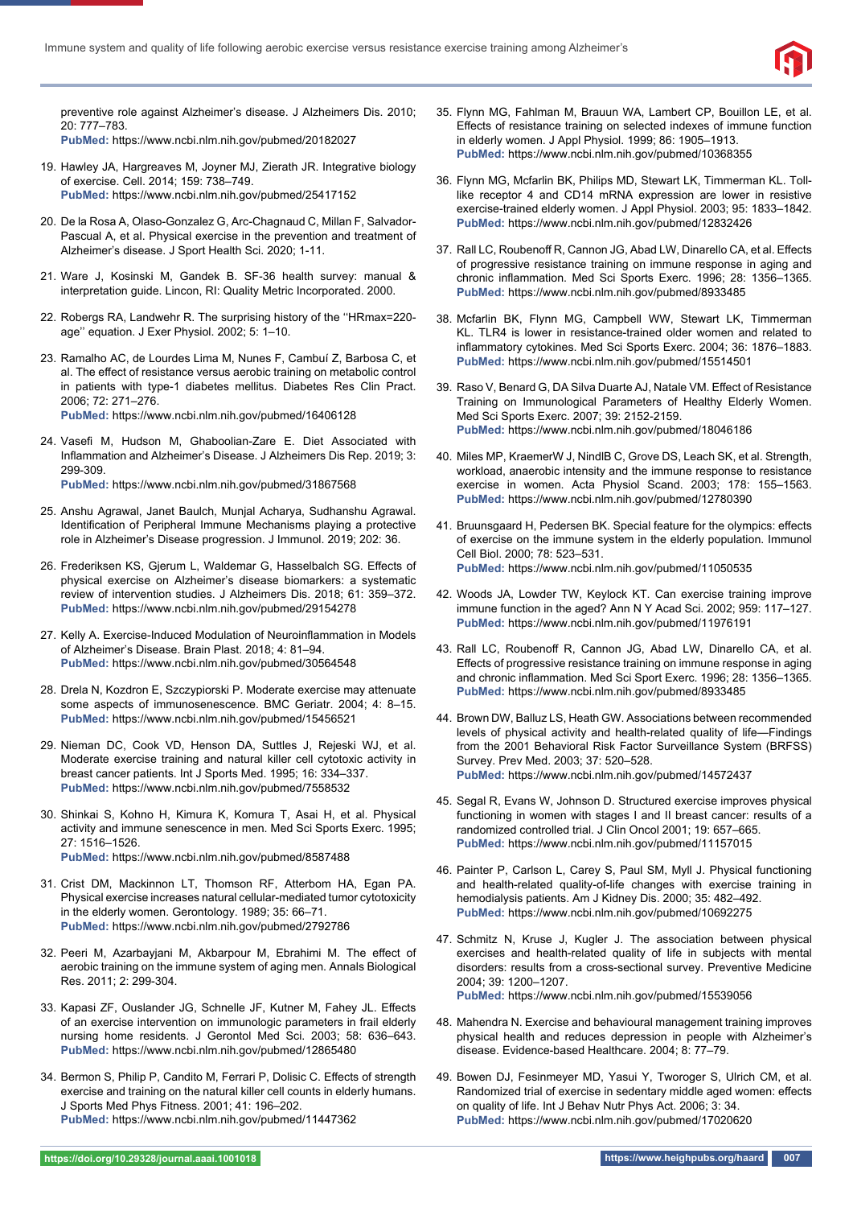preventive role against Alzheimer's disease. J Alzheimers Dis. 2010; 20: 777–783.
**PubMed:** https://www.ncbi.nlm.nih.gov/pubmed/20182027

19. Hawley JA, Hargreaves M, Joyner MJ, Zierath JR. Integrative biology of exercise. Cell. 2014; 159: 738–749.
**PubMed:** https://www.ncbi.nlm.nih.gov/pubmed/25417152

20. De la Rosa A, Olaso-Gonzalez G, Arc-Chagnaud C, Millan F, Salvador-Pascual A, et al. Physical exercise in the prevention and treatment of Alzheimer's disease. J Sport Health Sci. 2020; 1-11.

21. Ware J, Kosinski M, Gandek B. SF-36 health survey: manual & interpretation guide. Lincon, RI: Quality Metric Incorporated. 2000.

22. Robergs RA, Landwehr R. The surprising history of the ''HRmax=220-age'' equation. J Exer Physiol. 2002; 5: 1–10.

23. Ramalho AC, de Lourdes Lima M, Nunes F, Cambuí Z, Barbosa C, et al. The effect of resistance versus aerobic training on metabolic control in patients with type-1 diabetes mellitus. Diabetes Res Clin Pract. 2006; 72: 271–276.
**PubMed:** https://www.ncbi.nlm.nih.gov/pubmed/16406128

24. Vasefi M, Hudson M, Ghaboolian-Zare E. Diet Associated with Inflammation and Alzheimer's Disease. J Alzheimers Dis Rep. 2019; 3: 299-309.
**PubMed:** https://www.ncbi.nlm.nih.gov/pubmed/31867568

25. Anshu Agrawal, Janet Baulch, Munjal Acharya, Sudhanshu Agrawal. Identification of Peripheral Immune Mechanisms playing a protective role in Alzheimer's Disease progression. J Immunol. 2019; 202: 36.

26. Frederiksen KS, Gjerum L, Waldemar G, Hasselbalch SG. Effects of physical exercise on Alzheimer's disease biomarkers: a systematic review of intervention studies. J Alzheimers Dis. 2018; 61: 359–372.
**PubMed:** https://www.ncbi.nlm.nih.gov/pubmed/29154278

27. Kelly A. Exercise-Induced Modulation of Neuroinflammation in Models of Alzheimer's Disease. Brain Plast. 2018; 4: 81–94.
**PubMed:** https://www.ncbi.nlm.nih.gov/pubmed/30564548

28. Drela N, Kozdron E, Szczypiorski P. Moderate exercise may attenuate some aspects of immunosenescence. BMC Geriatr. 2004; 4: 8–15.
**PubMed:** https://www.ncbi.nlm.nih.gov/pubmed/15456521

29. Nieman DC, Cook VD, Henson DA, Suttles J, Rejeski WJ, et al. Moderate exercise training and natural killer cell cytotoxic activity in breast cancer patients. Int J Sports Med. 1995; 16: 334–337.
**PubMed:** https://www.ncbi.nlm.nih.gov/pubmed/7558532

30. Shinkai S, Kohno H, Kimura K, Komura T, Asai H, et al. Physical activity and immune senescence in men. Med Sci Sports Exerc. 1995; 27: 1516–1526.
**PubMed:** https://www.ncbi.nlm.nih.gov/pubmed/8587488

31. Crist DM, Mackinnon LT, Thomson RF, Atterbom HA, Egan PA. Physical exercise increases natural cellular-mediated tumor cytotoxicity in the elderly women. Gerontology. 1989; 35: 66–71.
**PubMed:** https://www.ncbi.nlm.nih.gov/pubmed/2792786

32. Peeri M, Azarbayjani M, Akbarpour M, Ebrahimi M. The effect of aerobic training on the immune system of aging men. Annals Biological Res. 2011; 2: 299-304.

33. Kapasi ZF, Ouslander JG, Schnelle JF, Kutner M, Fahey JL. Effects of an exercise intervention on immunologic parameters in frail elderly nursing home residents. J Gerontol Med Sci. 2003; 58: 636–643.
**PubMed:** https://www.ncbi.nlm.nih.gov/pubmed/12865480

34. Bermon S, Philip P, Candito M, Ferrari P, Dolisic C. Effects of strength exercise and training on the natural killer cell counts in elderly humans. J Sports Med Phys Fitness. 2001; 41: 196–202.
**PubMed:** https://www.ncbi.nlm.nih.gov/pubmed/11447362

35. Flynn MG, Fahlman M, Brauun WA, Lambert CP, Bouillon LE, et al. Effects of resistance training on selected indexes of immune function in elderly women. J Appl Physiol. 1999; 86: 1905–1913.
**PubMed:** https://www.ncbi.nlm.nih.gov/pubmed/10368355

36. Flynn MG, Mcfarlin BK, Philips MD, Stewart LK, Timmerman KL. Toll-like receptor 4 and CD14 mRNA expression are lower in resistive exercise-trained elderly women. J Appl Physiol. 2003; 95: 1833–1842.
**PubMed:** https://www.ncbi.nlm.nih.gov/pubmed/12832426

37. Rall LC, Roubenoff R, Cannon JG, Abad LW, Dinarello CA, et al. Effects of progressive resistance training on immune response in aging and chronic inflammation. Med Sci Sports Exerc. 1996; 28: 1356–1365.
**PubMed:** https://www.ncbi.nlm.nih.gov/pubmed/8933485

38. Mcfarlin BK, Flynn MG, Campbell WW, Stewart LK, Timmerman KL. TLR4 is lower in resistance-trained older women and related to inflammatory cytokines. Med Sci Sports Exerc. 2004; 36: 1876–1883.
**PubMed:** https://www.ncbi.nlm.nih.gov/pubmed/15514501

39. Raso V, Benard G, DA Silva Duarte AJ, Natale VM. Effect of Resistance Training on Immunological Parameters of Healthy Elderly Women. Med Sci Sports Exerc. 2007; 39: 2152-2159.
**PubMed:** https://www.ncbi.nlm.nih.gov/pubmed/18046186

40. Miles MP, KraemerW J, NindlB C, Grove DS, Leach SK, et al. Strength, workload, anaerobic intensity and the immune response to resistance exercise in women. Acta Physiol Scand. 2003; 178: 155–1563.
**PubMed:** https://www.ncbi.nlm.nih.gov/pubmed/12780390

41. Bruunsgaard H, Pedersen BK. Special feature for the olympics: effects of exercise on the immune system in the elderly population. Immunol Cell Biol. 2000; 78: 523–531.
**PubMed:** https://www.ncbi.nlm.nih.gov/pubmed/11050535

42. Woods JA, Lowder TW, Keylock KT. Can exercise training improve immune function in the aged? Ann N Y Acad Sci. 2002; 959: 117–127.
**PubMed:** https://www.ncbi.nlm.nih.gov/pubmed/11976191

43. Rall LC, Roubenoff R, Cannon JG, Abad LW, Dinarello CA, et al. Effects of progressive resistance training on immune response in aging and chronic inflammation. Med Sci Sports Exerc. 1996; 28: 1356–1365.
**PubMed:** https://www.ncbi.nlm.nih.gov/pubmed/8933485

44. Brown DW, Balluz LS, Heath GW. Associations between recommended levels of physical activity and health-related quality of life—Findings from the 2001 Behavioral Risk Factor Surveillance System (BRFSS) Survey. Prev Med. 2003; 37: 520–528.
**PubMed:** https://www.ncbi.nlm.nih.gov/pubmed/14572437

45. Segal R, Evans W, Johnson D. Structured exercise improves physical functioning in women with stages I and II breast cancer: results of a randomized controlled trial. J Clin Oncol 2001; 19: 657–665.
**PubMed:** https://www.ncbi.nlm.nih.gov/pubmed/11157015

46. Painter P, Carlson L, Carey S, Paul SM, Myll J. Physical functioning and health-related quality-of-life changes with exercise training in hemodialysis patients. Am J Kidney Dis. 2000; 35: 482–492.
**PubMed:** https://www.ncbi.nlm.nih.gov/pubmed/10692275

47. Schmitz N, Kruse J, Kugler J. The association between physical exercises and health-related quality of life in subjects with mental disorders: results from a cross-sectional survey. Preventive Medicine 2004; 39: 1200–1207.
**PubMed:** https://www.ncbi.nlm.nih.gov/pubmed/15539056

48. Mahendra N. Exercise and behavioural management training improves physical health and reduces depression in people with Alzheimer's disease. Evidence-based Healthcare. 2004; 8: 77–79.

49. Bowen DJ, Fesinmeyer MD, Yasui Y, Tworoger S, Ulrich CM, et al. Randomized trial of exercise in sedentary middle aged women: effects on quality of life. Int J Behav Nutr Phys Act. 2006; 3: 34.
**PubMed:** https://www.ncbi.nlm.nih.gov/pubmed/17020620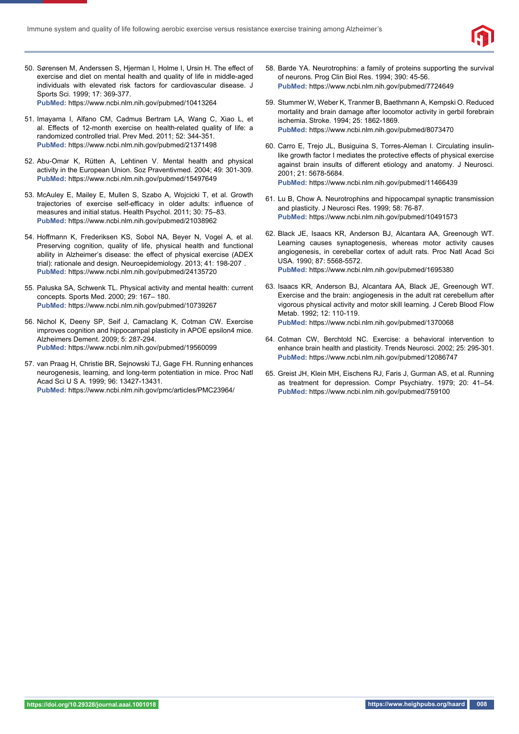50. Sørensen M, Anderssen S, Hjerman I, Holme I, Ursin H. The effect of exercise and diet on mental health and quality of life in middle-aged individuals with elevated risk factors for cardiovascular disease. J Sports Sci. 1999; 17: 369-377.
**PubMed:** https://www.ncbi.nlm.nih.gov/pubmed/10413264

51. Imayama I, Alfano CM, Cadmus Bertram LA, Wang C, Xiao L, et al. Effects of 12-month exercise on health-related quality of life: a randomized controlled trial. Prev Med. 2011; 52: 344-351.
**PubMed:** https://www.ncbi.nlm.nih.gov/pubmed/21371498

52. Abu-Omar K, Rütten A, Lehtinen V. Mental health and physical activity in the European Union. Soz Praventivmed. 2004; 49: 301-309.
**PubMed:** https://www.ncbi.nlm.nih.gov/pubmed/15497649

53. McAuley E, Mailey E, Mullen S, Szabo A, Wojcicki T, et al. Growth trajectories of exercise self-efficacy in older adults: influence of measures and initial status. Health Psychol. 2011; 30: 75–83.
**PubMed:** https://www.ncbi.nlm.nih.gov/pubmed/21038962

54. Hoffmann K, Frederiksen KS, Sobol NA, Beyer N, Vogel A, et al. Preserving cognition, quality of life, physical health and functional ability in Alzheimer's disease: the effect of physical exercise (ADEX trial): rationale and design. Neuroepidemiology. 2013; 41: 198-207 .
**PubMed:** https://www.ncbi.nlm.nih.gov/pubmed/24135720

55. Paluska SA, Schwenk TL. Physical activity and mental health: current concepts. Sports Med. 2000; 29: 167– 180.
**PubMed:** https://www.ncbi.nlm.nih.gov/pubmed/10739267

56. Nichol K, Deeny SP, Seif J, Camaclang K, Cotman CW. Exercise improves cognition and hippocampal plasticity in APOE epsilon4 mice. Alzheimers Dement. 2009; 5: 287-294.
**PubMed:** https://www.ncbi.nlm.nih.gov/pubmed/19560099

57. van Praag H, Christie BR, Sejnowski TJ, Gage FH. Running enhances neurogenesis, learning, and long-term potentiation in mice. Proc Natl Acad Sci U S A. 1999; 96: 13427-13431.
**PubMed:** https://www.ncbi.nlm.nih.gov/pmc/articles/PMC23964/

58. Barde YA. Neurotrophins: a family of proteins supporting the survival of neurons. Prog Clin Biol Res. 1994; 390: 45-56.
**PubMed:** https://www.ncbi.nlm.nih.gov/pubmed/7724649

59. Stummer W, Weber K, Tranmer B, Baethmann A, Kempski O. Reduced mortality and brain damage after locomotor activity in gerbil forebrain ischemia. Stroke. 1994; 25: 1862-1869.
**PubMed:** https://www.ncbi.nlm.nih.gov/pubmed/8073470

60. Carro E, Trejo JL, Busiguina S, Torres-Aleman I. Circulating insulin-like growth factor I mediates the protective effects of physical exercise against brain insults of different etiology and anatomy. J Neurosci. 2001; 21: 5678-5684.
**PubMed:** https://www.ncbi.nlm.nih.gov/pubmed/11466439

61. Lu B, Chow A. Neurotrophins and hippocampal synaptic transmission and plasticity. J Neurosci Res. 1999; 58: 76-87.
**PubMed:** https://www.ncbi.nlm.nih.gov/pubmed/10491573

62. Black JE, Isaacs KR, Anderson BJ, Alcantara AA, Greenough WT. Learning causes synaptogenesis, whereas motor activity causes angiogenesis, in cerebellar cortex of adult rats. Proc Natl Acad Sci USA. 1990; 87: 5568-5572.
**PubMed:** https://www.ncbi.nlm.nih.gov/pubmed/1695380

63. Isaacs KR, Anderson BJ, Alcantara AA, Black JE, Greenough WT. Exercise and the brain: angiogenesis in the adult rat cerebellum after vigorous physical activity and motor skill learning. J Cereb Blood Flow Metab. 1992; 12: 110-119.
**PubMed:** https://www.ncbi.nlm.nih.gov/pubmed/1370068

64. Cotman CW, Berchtold NC. Exercise: a behavioral intervention to enhance brain health and plasticity. Trends Neurosci. 2002; 25: 295-301.
**PubMed:** https://www.ncbi.nlm.nih.gov/pubmed/12086747

65. Greist JH, Klein MH, Eischens RJ, Faris J, Gurman AS, et al. Running as treatment for depression. Compr Psychiatry. 1979; 20: 41–54.
**PubMed:** https://www.ncbi.nlm.nih.gov/pubmed/759100